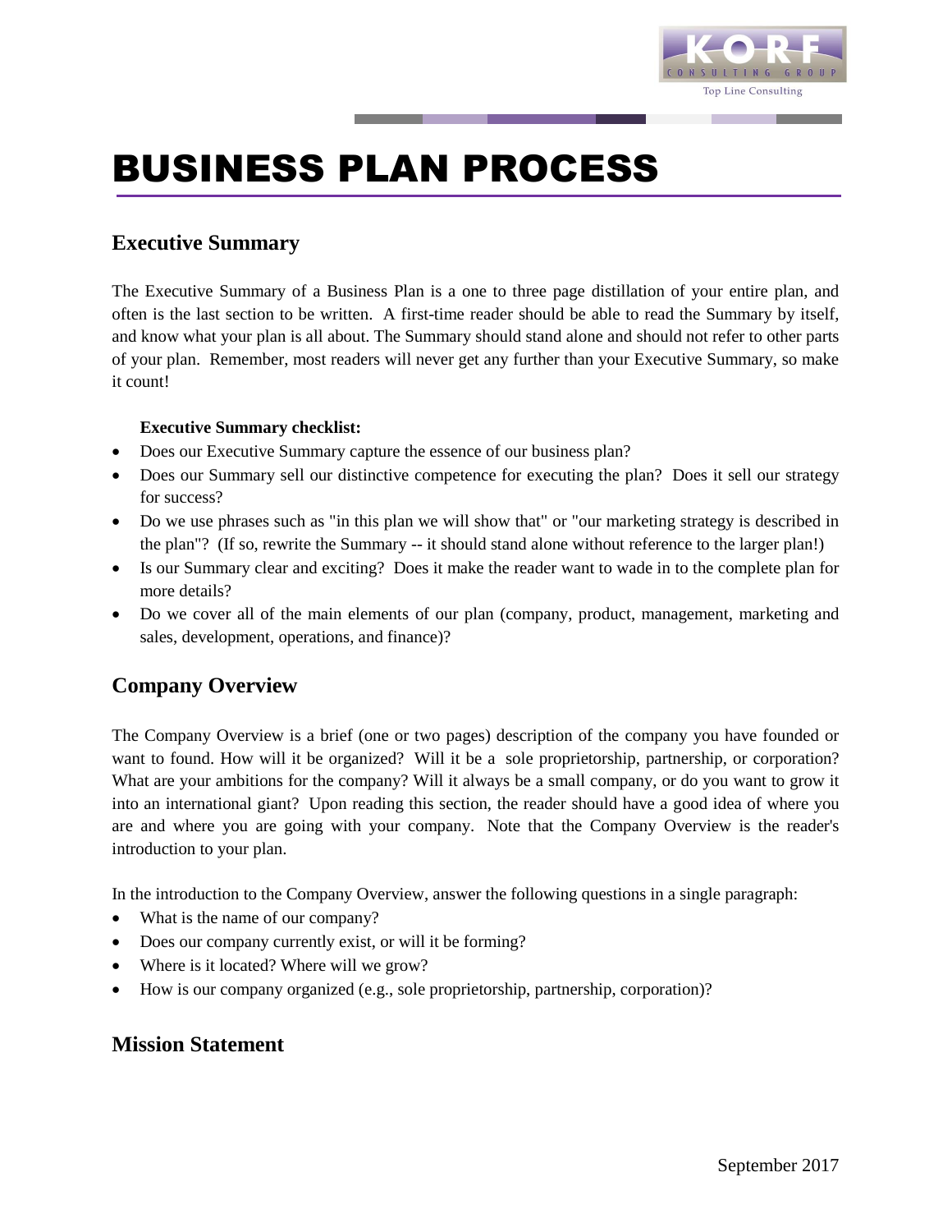# BUSINESS PLAN PROCESS

## Executive Summary

The Executive Summary of a Business Plan is a one to three page distillation of your entire plan, and often is the last section to be written. A first-time reader should be able to read the Summary by itself, and know what your plan is all about. The Summary should stand alone and should not refer to other parts of your plan. Remember, most readers will never get any further than your Executive Summary, so make it count!

**Executive Summary checklist:**

- Does our Executive Summary capture the essence of our business plan?
- Does our Summary sell our distinctive competence for executing the plan? Does it sell our strategy for success?
- Do we use phrases such as "in this plan we will show that" or "our marketing strategy is described in the plan"? (If so, rewrite the Summary -- it should stand alone without reference to the larger plan!)
- Is our Summary clear and exciting? Does it make the reader want to wade in to the complete plan for more details?
- Do we cover all of the main elements of our plan (company, product, management, marketing and sales, development, operations, and finance)?

## Company Overview

The Company Overview is a brief (one or two pages) description of the company you have founded or want to found. How will it be organized? Will it be a sole proprietorship, partnership, or corporation? What are your ambitions for the company? Will it always be a small company, or do you want to grow it into an international giant? Upon reading this section, the reader should have a good idea of where you are and where you are going with your company. Note that the Company Overview is the reader's introduction to your plan.

In the introduction to the Company Overview, answer the following questions in a single paragraph:

- What is the name of our company?
- Does our company currently exist, or will it be forming?
- Where is it located? Where will we grow?
- How is our company organized (e.g., sole proprietorship, partnership, corporation)?

## Mission Statement

September 2017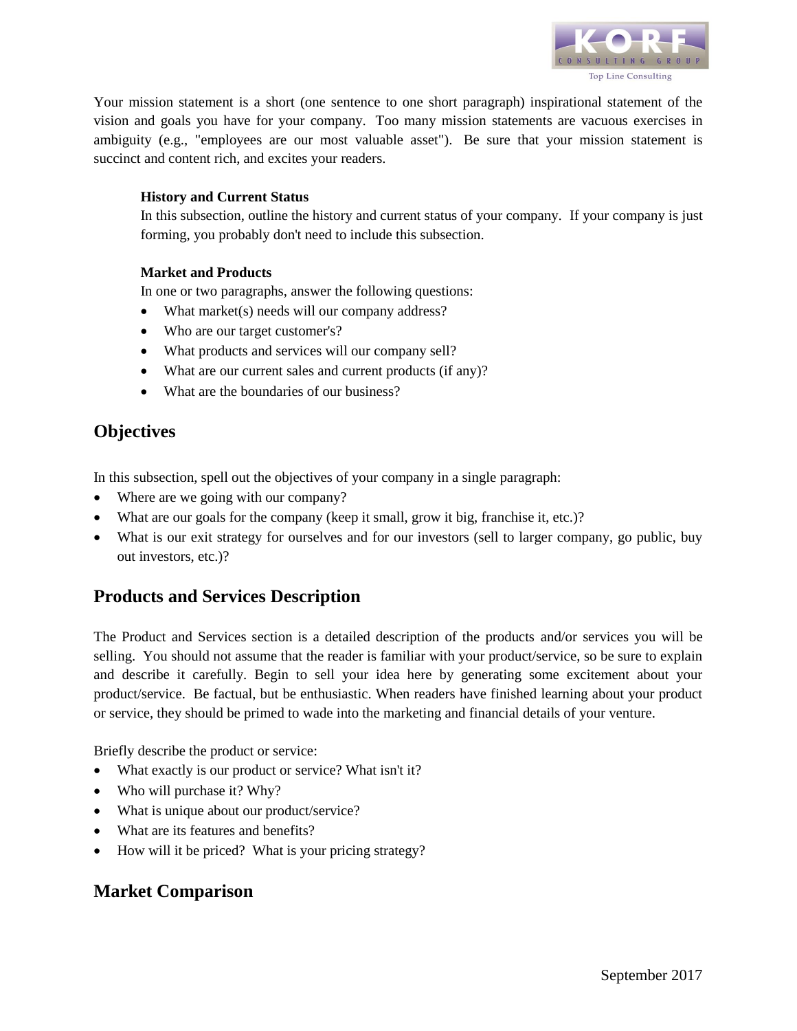Your mission statement is a short (one sentence to one short paragraph) inspirational statement of the vision and goals you have for your company. Too many mission statements are vacuous exercises in ambiguity (e.g., "employees are our most valuable asset"). Be sure that your mission statement is succinct and content rich, and excites your readers.

**History and Current Status**

In this subsection, outline the history and current status of your company. If your company is just forming, you probably don't need to include this subsection.

**Market and Products**

In one or two paragraphs, answer the following questions:

- What market(s) needs will our company address?
- Who are our target customer's?
- What products and services will our company sell?
- What are our current sales and current products (if any)?
- What are the boundaries of our business?

## Objectives

In this subsection, spell out the objectives of your company in a single paragraph:

- Where are we going with our company?
- What are our goals for the company (keep it small, grow it big, franchise it, etc.)?
- What is our exit strategy for ourselves and for our investors (sell to larger company, go public, buy out investors, etc.)?

## Products and Services Description

The Product and Services section is a detailed description of the products and/or services you will be selling. You should not assume that the reader is familiar with your product/service, so be sure to explain and describe it carefully. Begin to sell your idea here by generating some excitement about your product/service. Be factual, but be enthusiastic. When readers have finished learning about your product or service, they should be primed to wade into the marketing and financial details of your venture.

Briefly describe the product or service:

- What exactly is our product or service? What isn't it?
- Who will purchase it? Why?
- What is unique about our product/service?
- What are its features and benefits?
- How will it be priced? What is your pricing strategy?

## Market Comparison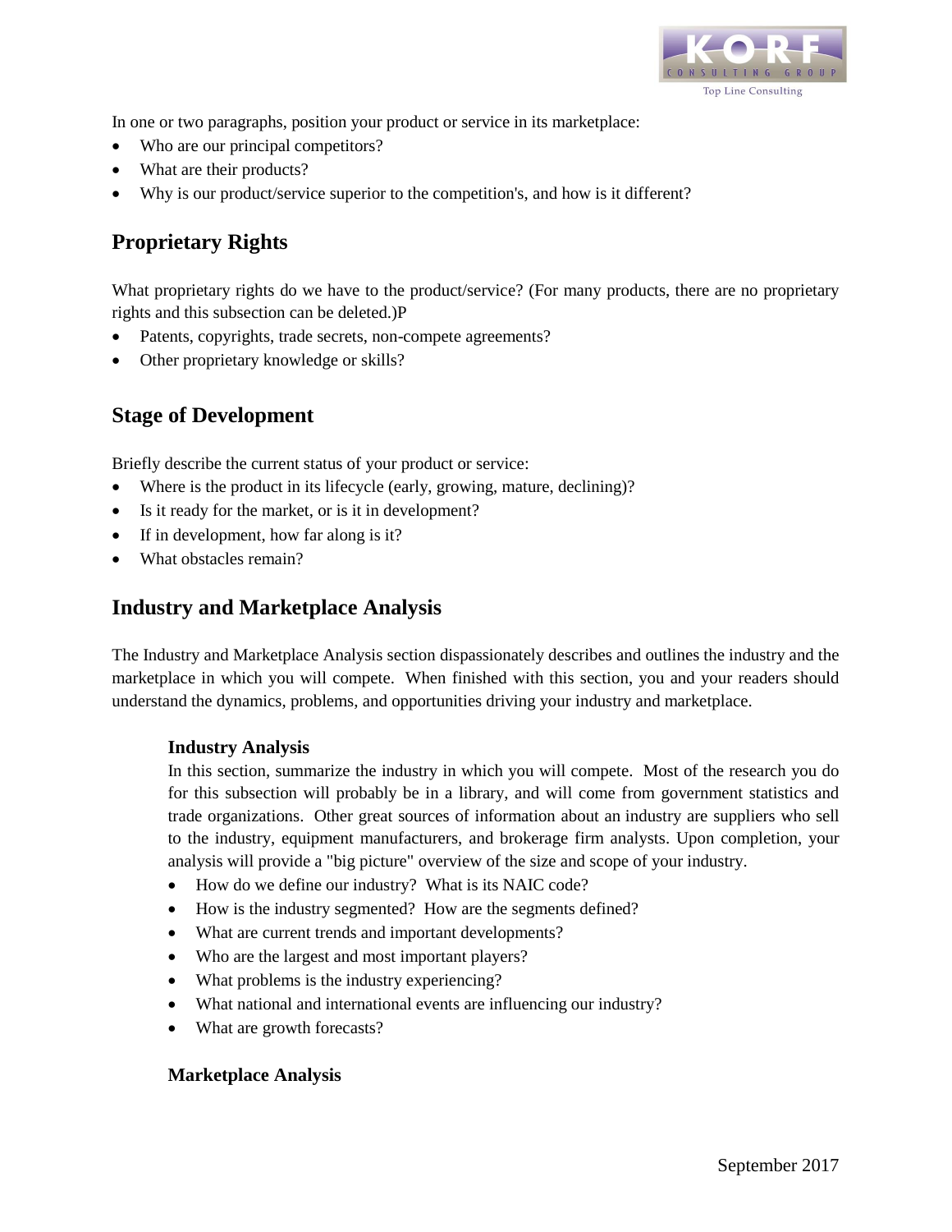In one or two paragraphs, position your product or service in its marketplace:

- Who are our principal competitors?
- What are their products?
- Why is our product/service superior to the competition's, and how is it different?

## Proprietary Rights

What proprietary rights do we have to the product/service? (For many products, there are no proprietary rights and this subsection can be deleted.)P

- Patents, copyrights, trade secrets, non-compete agreements?
- Other proprietary knowledge or skills?

## Stage of Development

Briefly describe the current status of your product or service:

- Where is the product in its lifecycle (early, growing, mature, declining)?
- Is it ready for the market, or is it in development?
- If in development, how far along is it?
- What obstacles remain?

## Industry and Marketplace Analysis

The Industry and Marketplace Analysis section dispassionately describes and outlines the industry and the marketplace in which you will compete. When finished with this section, you and your readers should understand the dynamics, problems, and opportunities driving your industry and marketplace.

### Industry Analysis

In this section, summarize the industry in which you will compete. Most of the research you do for this subsection will probably be in a library, and will come from government statistics and trade organizations. Other great sources of information about an industry are suppliers who sell to the industry, equipment manufacturers, and brokerage firm analysts. Upon completion, your analysis will provide a "big picture" overview of the size and scope of your industry.

- How do we define our industry? What is its NAIC code?
- How is the industry segmented? How are the segments defined?
- What are current trends and important developments?
- Who are the largest and most important players?
- What problems is the industry experiencing?
- What national and international events are influencing our industry?
- What are growth forecasts?

### Marketplace Analysis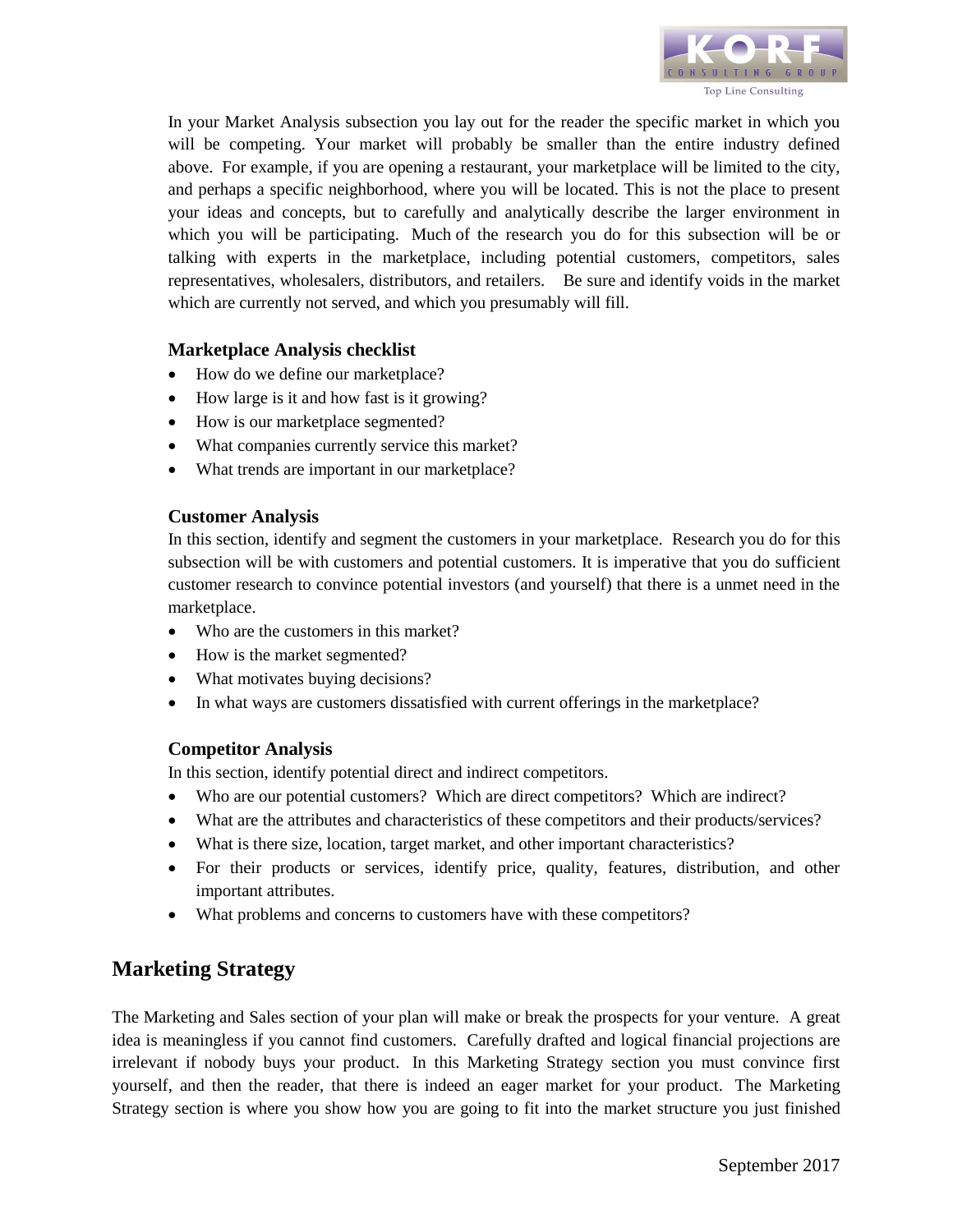In your Market Analysis subsection you lay out for the reader the specific market in which you will be competing. Your market will probably be smaller than the entire industry defined above. For example, if you are opening a restaurant, your marketplace will be limited to the city, and perhaps a specific neighborhood, where you will be located. This is not the place to present your ideas and concepts, but to carefully and analytically describe the larger environment in which you will be participating. Much of the research you do for this subsection will be or talking with experts in the marketplace, including potential customers, competitors, sales representatives, wholesalers, distributors, and retailers. Be sure and identify voids in the market which are currently not served, and which you presumably will fill.

### Marketplace Analysis checklist

- How do we define our marketplace?
- How large is it and how fast is it growing?
- How is our marketplace segmented?
- What companies currently service this market?
- What trends are important in our marketplace?

### Customer Analysis

In this section, identify and segment the customers in your marketplace. Research you do for this subsection will be with customers and potential customers. It is imperative that you do sufficient customer research to convince potential investors (and yourself) that there is a unmet need in the marketplace.

- Who are the customers in this market?
- How is the market segmented?
- What motivates buying decisions?
- In what ways are customers dissatisfied with current offerings in the marketplace?

### Competitor Analysis

In this section, identify potential direct and indirect competitors.

- Who are our potential customers? Which are direct competitors? Which are indirect?
- What are the attributes and characteristics of these competitors and their products/services?
- What is there size, location, target market, and other important characteristics?
- For their products or services, identify price, quality, features, distribution, and other important attributes.
- What problems and concerns to customers have with these competitors?

## Marketing Strategy

The Marketing and Sales section of your plan will make or break the prospects for your venture. A great idea is meaningless if you cannot find customers. Carefully drafted and logical financial projections are irrelevant if nobody buys your product. In this Marketing Strategy section you must convince first yourself, and then the reader, that there is indeed an eager market for your product. The Marketing Strategy section is where you show how you are going to fit into the market structure you just finished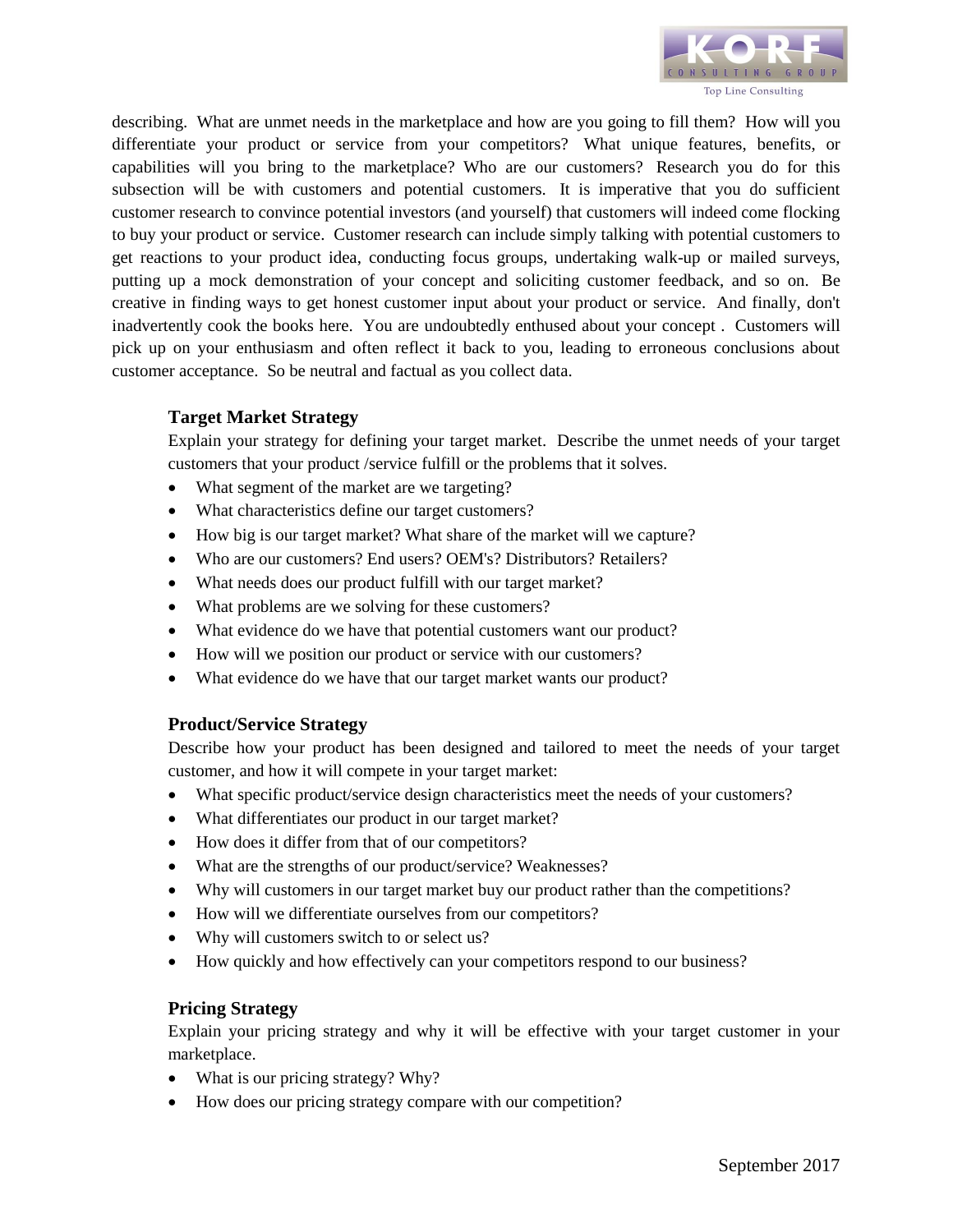describing. What are unmet needs in the marketplace and how are you going to fill them? How will you differentiate your product or service from your competitors? What unique features, benefits, or capabilities will you bring to the marketplace? Who are our customers? Research you do for this subsection will be with customers and potential customers. It is imperative that you do sufficient customer research to convince potential investors (and yourself) that customers will indeed come flocking to buy your product or service. Customer research can include simply talking with potential customers to get reactions to your product idea, conducting focus groups, undertaking walk-up or mailed surveys, putting up a mock demonstration of your concept and soliciting customer feedback, and so on. Be creative in finding ways to get honest customer input about your product or service. And finally, don't inadvertently cook the books here. You are undoubtedly enthused about your concept . Customers will pick up on your enthusiasm and often reflect it back to you, leading to erroneous conclusions about customer acceptance. So be neutral and factual as you collect data.

### Target Market Strategy

Explain your strategy for defining your target market. Describe the unmet needs of your target customers that your product /service fulfill or the problems that it solves.

- What segment of the market are we targeting?
- What characteristics define our target customers?
- How big is our target market? What share of the market will we capture?
- Who are our customers? End users? OEM's? Distributors? Retailers?
- What needs does our product fulfill with our target market?
- What problems are we solving for these customers?
- What evidence do we have that potential customers want our product?
- How will we position our product or service with our customers?
- What evidence do we have that our target market wants our product?

### Product/Service Strategy

Describe how your product has been designed and tailored to meet the needs of your target customer, and how it will compete in your target market:

- What specific product/service design characteristics meet the needs of your customers?
- What differentiates our product in our target market?
- How does it differ from that of our competitors?
- What are the strengths of our product/service? Weaknesses?
- Why will customers in our target market buy our product rather than the competitions?
- How will we differentiate ourselves from our competitors?
- Why will customers switch to or select us?
- How quickly and how effectively can your competitors respond to our business?

### Pricing Strategy

Explain your pricing strategy and why it will be effective with your target customer in your marketplace.

- What is our pricing strategy? Why?
- How does our pricing strategy compare with our competition?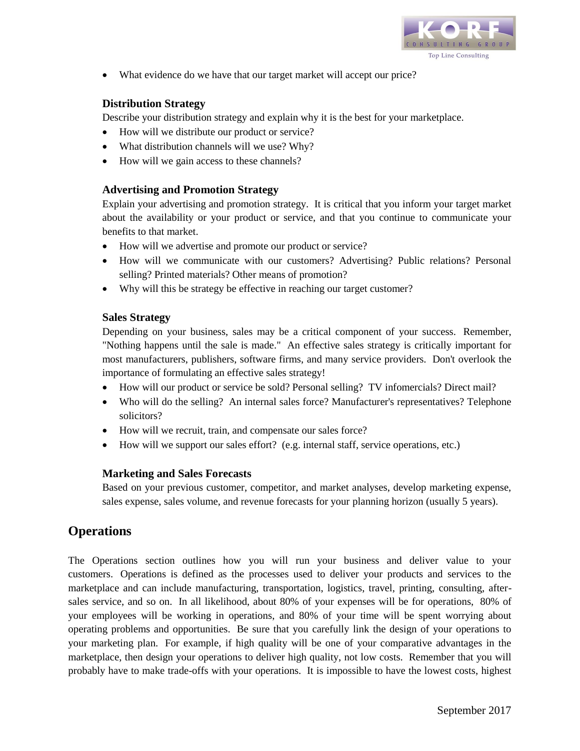- What evidence do we have that our target market will accept our price?

### Distribution Strategy

Describe your distribution strategy and explain why it is the best for your marketplace.

- How will we distribute our product or service?
- What distribution channels will we use? Why?
- How will we gain access to these channels?

### Advertising and Promotion Strategy

Explain your advertising and promotion strategy. It is critical that you inform your target market about the availability or your product or service, and that you continue to communicate your benefits to that market.

- How will we advertise and promote our product or service?
- How will we communicate with our customers? Advertising? Public relations? Personal selling? Printed materials? Other means of promotion?
- Why will this be strategy be effective in reaching our target customer?

### Sales Strategy

Depending on your business, sales may be a critical component of your success. Remember, "Nothing happens until the sale is made." An effective sales strategy is critically important for most manufacturers, publishers, software firms, and many service providers. Don't overlook the importance of formulating an effective sales strategy!

- How will our product or service be sold? Personal selling? TV infomercials? Direct mail?
- Who will do the selling? An internal sales force? Manufacturer's representatives? Telephone solicitors?
- How will we recruit, train, and compensate our sales force?
- How will we support our sales effort? (e.g. internal staff, service operations, etc.)

### Marketing and Sales Forecasts

Based on your previous customer, competitor, and market analyses, develop marketing expense, sales expense, sales volume, and revenue forecasts for your planning horizon (usually 5 years).

## Operations

The Operations section outlines how you will run your business and deliver value to your customers. Operations is defined as the processes used to deliver your products and services to the marketplace and can include manufacturing, transportation, logistics, travel, printing, consulting, after-sales service, and so on. In all likelihood, about 80% of your expenses will be for operations, 80% of your employees will be working in operations, and 80% of your time will be spent worrying about operating problems and opportunities. Be sure that you carefully link the design of your operations to your marketing plan. For example, if high quality will be one of your comparative advantages in the marketplace, then design your operations to deliver high quality, not low costs. Remember that you will probably have to make trade-offs with your operations. It is impossible to have the lowest costs, highest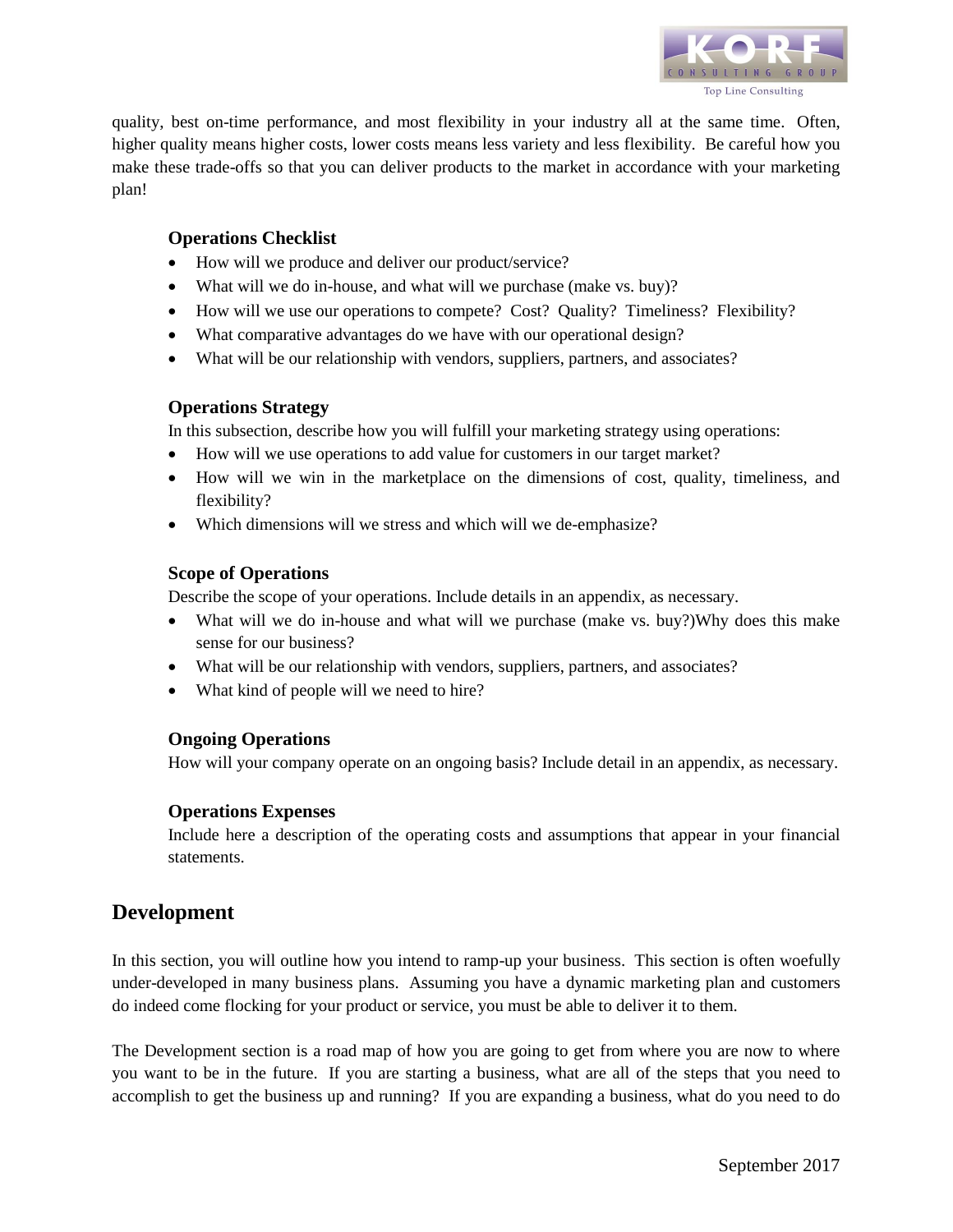quality, best on-time performance, and most flexibility in your industry all at the same time. Often, higher quality means higher costs, lower costs means less variety and less flexibility. Be careful how you make these trade-offs so that you can deliver products to the market in accordance with your marketing plan!

### Operations Checklist

- How will we produce and deliver our product/service?
- What will we do in-house, and what will we purchase (make vs. buy)?
- How will we use our operations to compete? Cost? Quality? Timeliness? Flexibility?
- What comparative advantages do we have with our operational design?
- What will be our relationship with vendors, suppliers, partners, and associates?

### Operations Strategy

In this subsection, describe how you will fulfill your marketing strategy using operations:

- How will we use operations to add value for customers in our target market?
- How will we win in the marketplace on the dimensions of cost, quality, timeliness, and flexibility?
- Which dimensions will we stress and which will we de-emphasize?

### Scope of Operations

Describe the scope of your operations. Include details in an appendix, as necessary.

- What will we do in-house and what will we purchase (make vs. buy?)Why does this make sense for our business?
- What will be our relationship with vendors, suppliers, partners, and associates?
- What kind of people will we need to hire?

### Ongoing Operations

How will your company operate on an ongoing basis? Include detail in an appendix, as necessary.

### Operations Expenses

Include here a description of the operating costs and assumptions that appear in your financial statements.

## Development

In this section, you will outline how you intend to ramp-up your business. This section is often woefully under-developed in many business plans. Assuming you have a dynamic marketing plan and customers do indeed come flocking for your product or service, you must be able to deliver it to them.

The Development section is a road map of how you are going to get from where you are now to where you want to be in the future. If you are starting a business, what are all of the steps that you need to accomplish to get the business up and running? If you are expanding a business, what do you need to do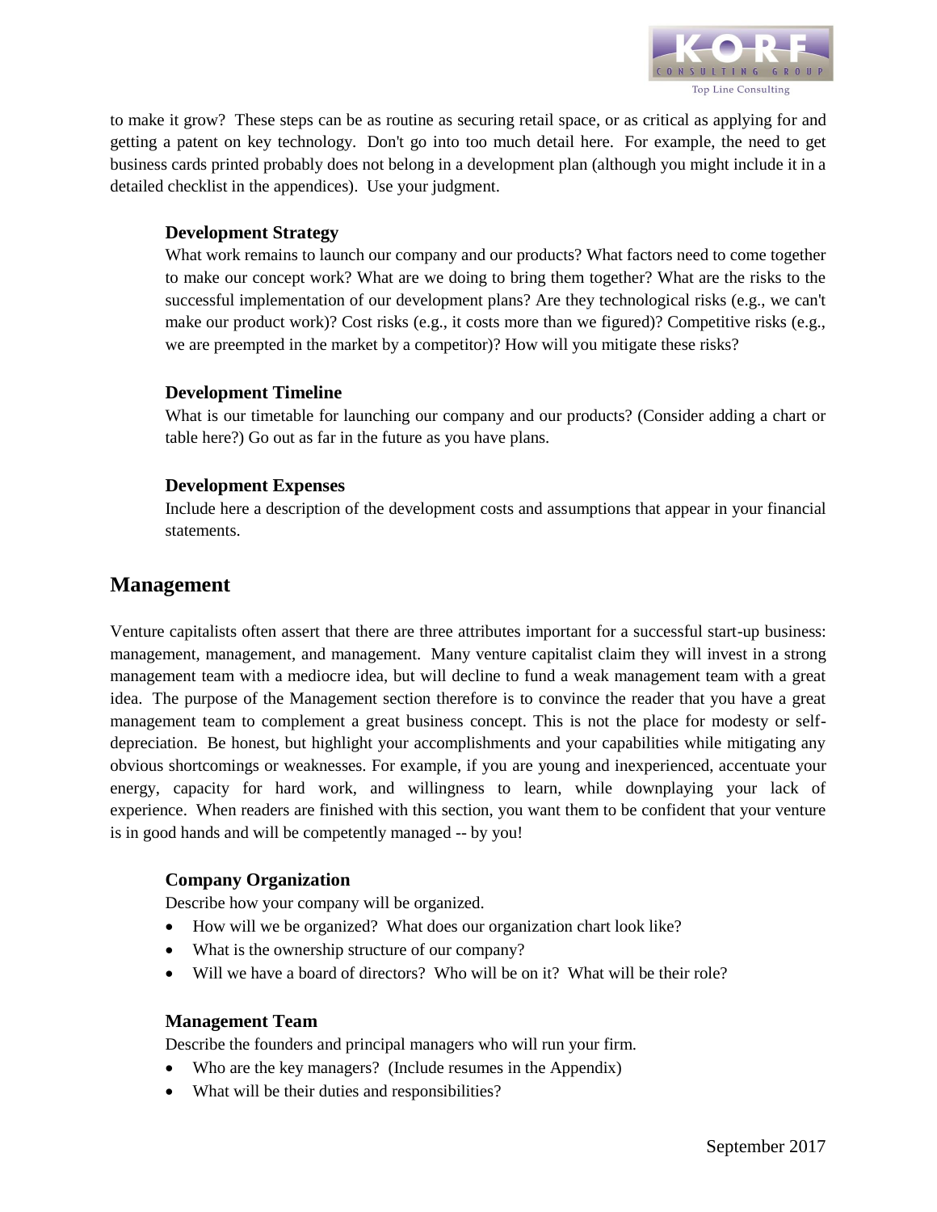to make it grow? These steps can be as routine as securing retail space, or as critical as applying for and getting a patent on key technology. Don't go into too much detail here. For example, the need to get business cards printed probably does not belong in a development plan (although you might include it in a detailed checklist in the appendices). Use your judgment.

### Development Strategy

What work remains to launch our company and our products? What factors need to come together to make our concept work? What are we doing to bring them together? What are the risks to the successful implementation of our development plans? Are they technological risks (e.g., we can't make our product work)? Cost risks (e.g., it costs more than we figured)? Competitive risks (e.g., we are preempted in the market by a competitor)? How will you mitigate these risks?

### Development Timeline

What is our timetable for launching our company and our products? (Consider adding a chart or table here?) Go out as far in the future as you have plans.

### Development Expenses

Include here a description of the development costs and assumptions that appear in your financial statements.

## Management

Venture capitalists often assert that there are three attributes important for a successful start-up business: management, management, and management. Many venture capitalist claim they will invest in a strong management team with a mediocre idea, but will decline to fund a weak management team with a great idea. The purpose of the Management section therefore is to convince the reader that you have a great management team to complement a great business concept. This is not the place for modesty or self-depreciation. Be honest, but highlight your accomplishments and your capabilities while mitigating any obvious shortcomings or weaknesses. For example, if you are young and inexperienced, accentuate your energy, capacity for hard work, and willingness to learn, while downplaying your lack of experience. When readers are finished with this section, you want them to be confident that your venture is in good hands and will be competently managed -- by you!

### Company Organization

Describe how your company will be organized.

- How will we be organized? What does our organization chart look like?
- What is the ownership structure of our company?
- Will we have a board of directors? Who will be on it? What will be their role?

### Management Team

Describe the founders and principal managers who will run your firm.

- Who are the key managers? (Include resumes in the Appendix)
- What will be their duties and responsibilities?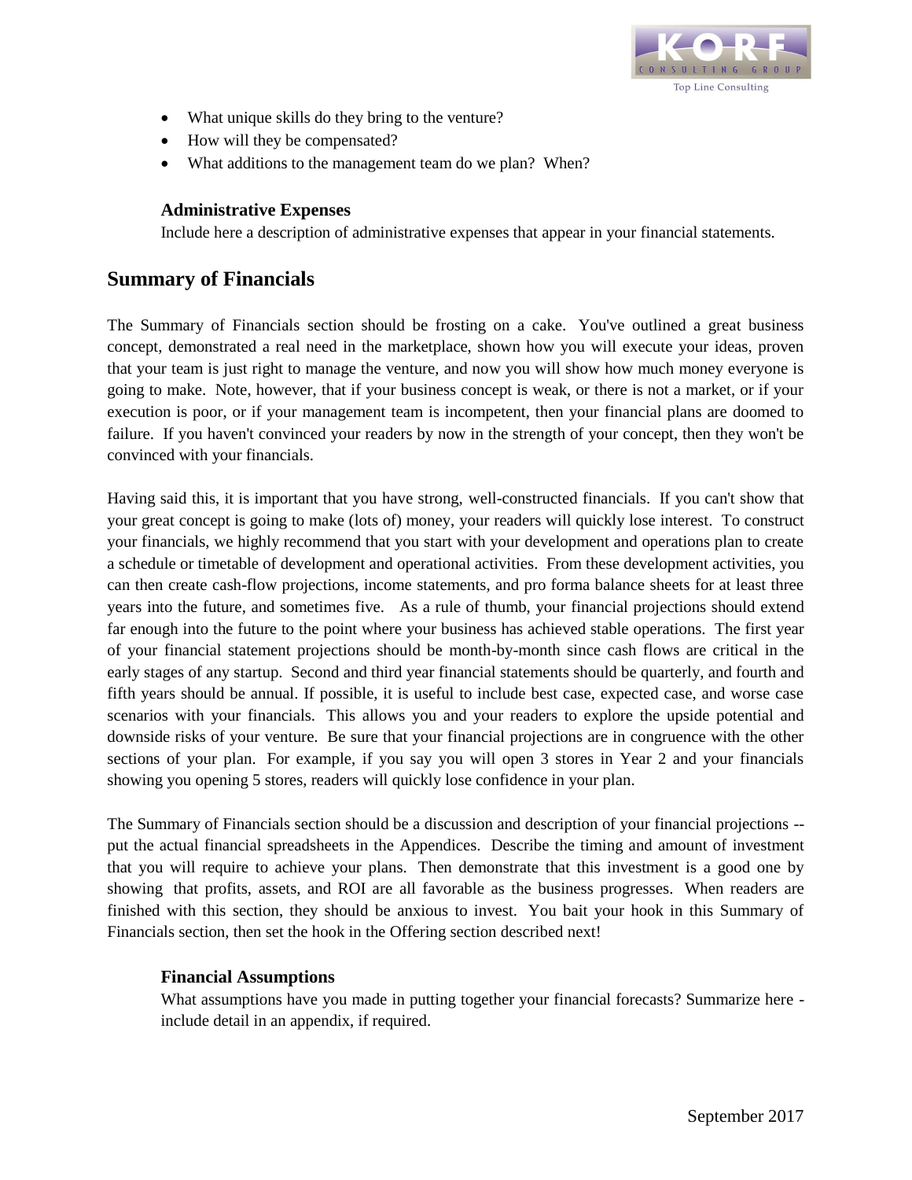- What unique skills do they bring to the venture?
- How will they be compensated?
- What additions to the management team do we plan? When?

### Administrative Expenses

Include here a description of administrative expenses that appear in your financial statements.

## Summary of Financials

The Summary of Financials section should be frosting on a cake. You've outlined a great business concept, demonstrated a real need in the marketplace, shown how you will execute your ideas, proven that your team is just right to manage the venture, and now you will show how much money everyone is going to make. Note, however, that if your business concept is weak, or there is not a market, or if your execution is poor, or if your management team is incompetent, then your financial plans are doomed to failure. If you haven't convinced your readers by now in the strength of your concept, then they won't be convinced with your financials.

Having said this, it is important that you have strong, well-constructed financials. If you can't show that your great concept is going to make (lots of) money, your readers will quickly lose interest. To construct your financials, we highly recommend that you start with your development and operations plan to create a schedule or timetable of development and operational activities. From these development activities, you can then create cash-flow projections, income statements, and pro forma balance sheets for at least three years into the future, and sometimes five. As a rule of thumb, your financial projections should extend far enough into the future to the point where your business has achieved stable operations. The first year of your financial statement projections should be month-by-month since cash flows are critical in the early stages of any startup. Second and third year financial statements should be quarterly, and fourth and fifth years should be annual. If possible, it is useful to include best case, expected case, and worse case scenarios with your financials. This allows you and your readers to explore the upside potential and downside risks of your venture. Be sure that your financial projections are in congruence with the other sections of your plan. For example, if you say you will open 3 stores in Year 2 and your financials showing you opening 5 stores, readers will quickly lose confidence in your plan.

The Summary of Financials section should be a discussion and description of your financial projections -- put the actual financial spreadsheets in the Appendices. Describe the timing and amount of investment that you will require to achieve your plans. Then demonstrate that this investment is a good one by showing that profits, assets, and ROI are all favorable as the business progresses. When readers are finished with this section, they should be anxious to invest. You bait your hook in this Summary of Financials section, then set the hook in the Offering section described next!

### Financial Assumptions

What assumptions have you made in putting together your financial forecasts? Summarize here - include detail in an appendix, if required.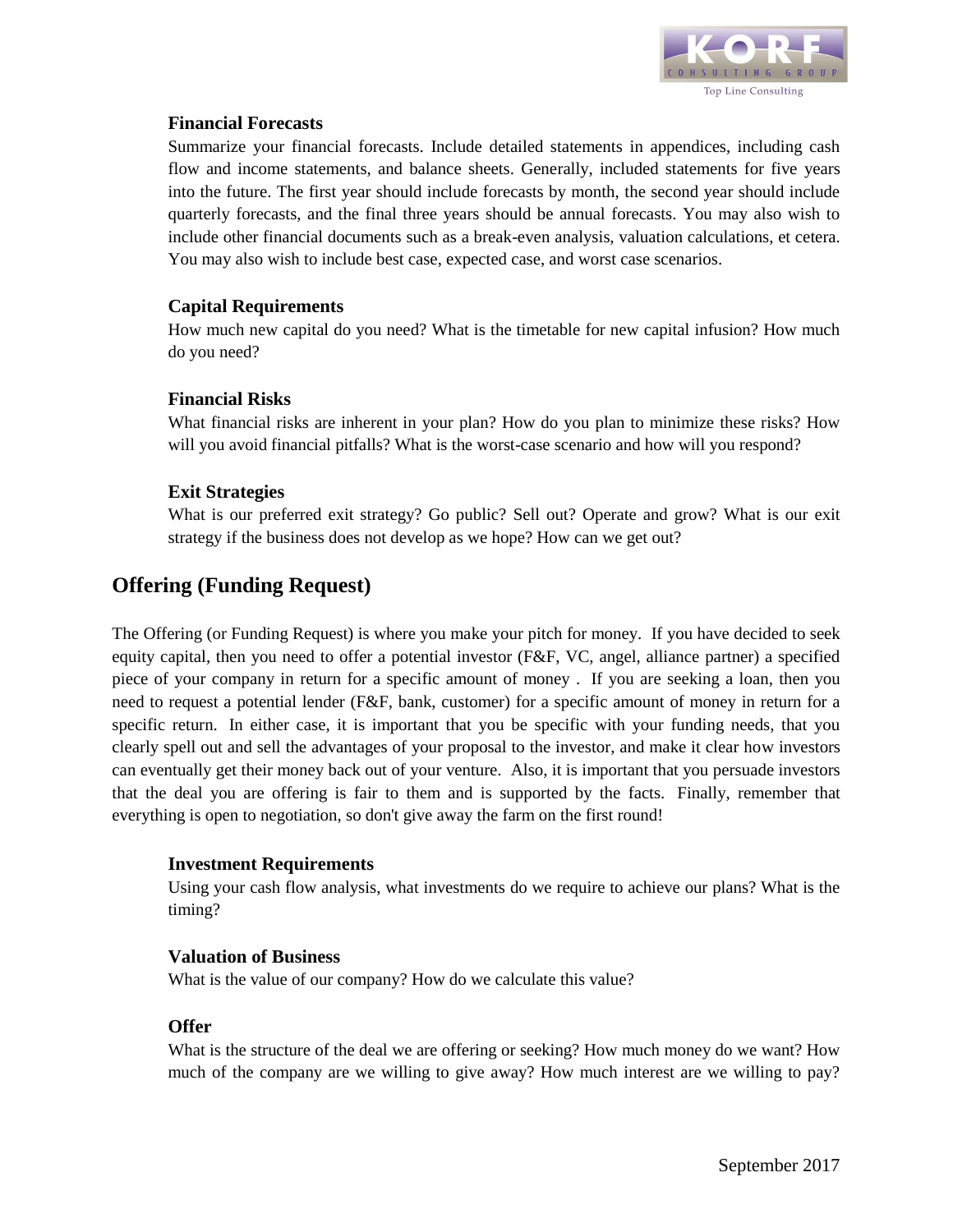### Financial Forecasts

Summarize your financial forecasts. Include detailed statements in appendices, including cash flow and income statements, and balance sheets. Generally, included statements for five years into the future. The first year should include forecasts by month, the second year should include quarterly forecasts, and the final three years should be annual forecasts. You may also wish to include other financial documents such as a break-even analysis, valuation calculations, et cetera. You may also wish to include best case, expected case, and worst case scenarios.

### Capital Requirements

How much new capital do you need? What is the timetable for new capital infusion? How much do you need?

### Financial Risks

What financial risks are inherent in your plan? How do you plan to minimize these risks? How will you avoid financial pitfalls? What is the worst-case scenario and how will you respond?

### Exit Strategies

What is our preferred exit strategy? Go public? Sell out? Operate and grow? What is our exit strategy if the business does not develop as we hope? How can we get out?

## Offering (Funding Request)

The Offering (or Funding Request) is where you make your pitch for money. If you have decided to seek equity capital, then you need to offer a potential investor (F&F, VC, angel, alliance partner) a specified piece of your company in return for a specific amount of money . If you are seeking a loan, then you need to request a potential lender (F&F, bank, customer) for a specific amount of money in return for a specific return. In either case, it is important that you be specific with your funding needs, that you clearly spell out and sell the advantages of your proposal to the investor, and make it clear how investors can eventually get their money back out of your venture. Also, it is important that you persuade investors that the deal you are offering is fair to them and is supported by the facts. Finally, remember that everything is open to negotiation, so don't give away the farm on the first round!

### Investment Requirements

Using your cash flow analysis, what investments do we require to achieve our plans? What is the timing?

### Valuation of Business

What is the value of our company? How do we calculate this value?

### Offer

What is the structure of the deal we are offering or seeking? How much money do we want? How much of the company are we willing to give away? How much interest are we willing to pay?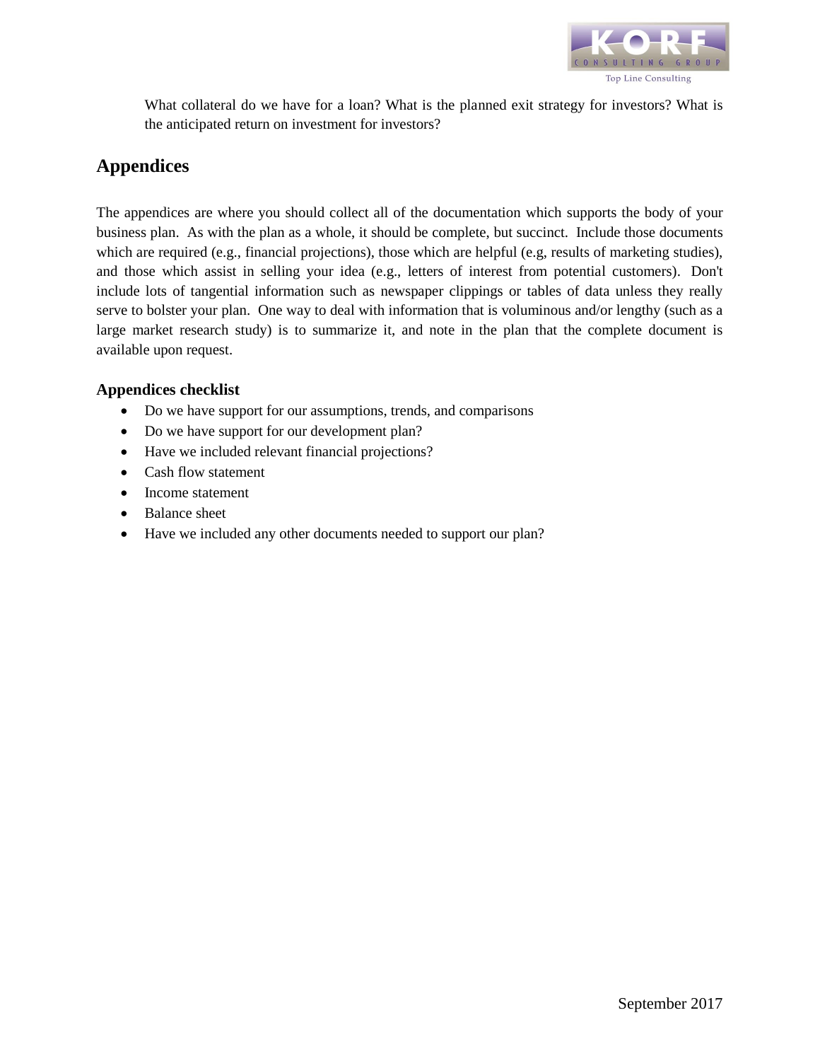What collateral do we have for a loan? What is the planned exit strategy for investors? What is the anticipated return on investment for investors?

## Appendices

The appendices are where you should collect all of the documentation which supports the body of your business plan. As with the plan as a whole, it should be complete, but succinct. Include those documents which are required (e.g., financial projections), those which are helpful (e.g, results of marketing studies), and those which assist in selling your idea (e.g., letters of interest from potential customers). Don't include lots of tangential information such as newspaper clippings or tables of data unless they really serve to bolster your plan. One way to deal with information that is voluminous and/or lengthy (such as a large market research study) is to summarize it, and note in the plan that the complete document is available upon request.

### Appendices checklist

- Do we have support for our assumptions, trends, and comparisons
- Do we have support for our development plan?
- Have we included relevant financial projections?
- Cash flow statement
- Income statement
- Balance sheet
- Have we included any other documents needed to support our plan?